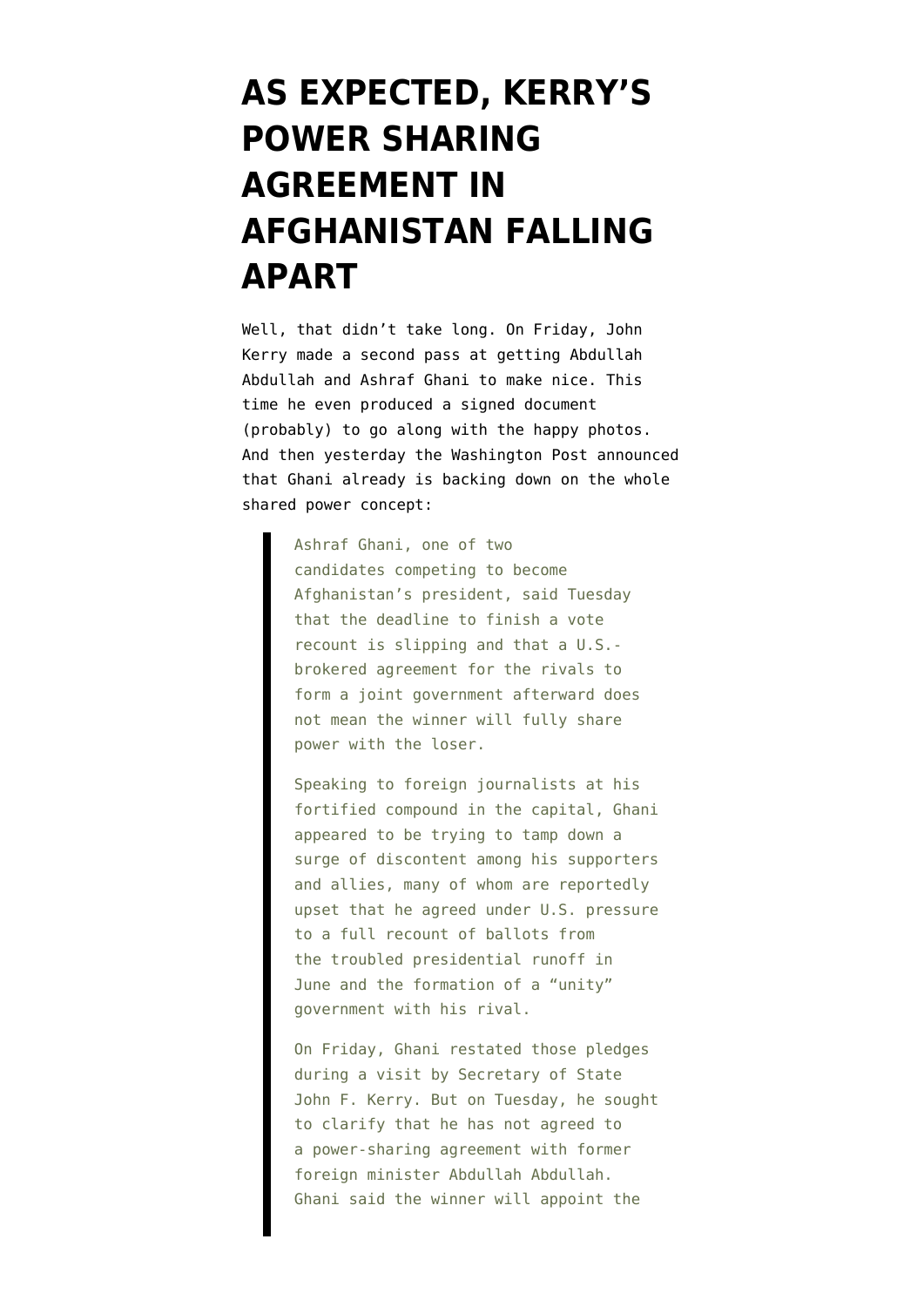# AS EXPECTED, KERRY'S POWER SHARING AGREEMENT IN AFGHANISTAN FALLING APART

Well, that didn't take long. On Friday, John Kerry made a second pass at getting Abdullah Abdullah and Ashraf Ghani to make nice. This time he even produced a signed document (probably) to go along with the happy photos. And then yesterday the Washington Post announced that Ghani already is backing down on the whole shared power concept:

> Ashraf Ghani, one of two candidates competing to become Afghanistan's president, said Tuesday that the deadline to finish a vote recount is slipping and that a U.S.-brokered agreement for the rivals to form a joint government afterward does not mean the winner will fully share power with the loser.
>
> Speaking to foreign journalists at his fortified compound in the capital, Ghani appeared to be trying to tamp down a surge of discontent among his supporters and allies, many of whom are reportedly upset that he agreed under U.S. pressure to a full recount of ballots from the troubled presidential runoff in June and the formation of a "unity" government with his rival.
>
> On Friday, Ghani restated those pledges during a visit by Secretary of State John F. Kerry. But on Tuesday, he sought to clarify that he has not agreed to a power-sharing agreement with former foreign minister Abdullah Abdullah. Ghani said the winner will appoint the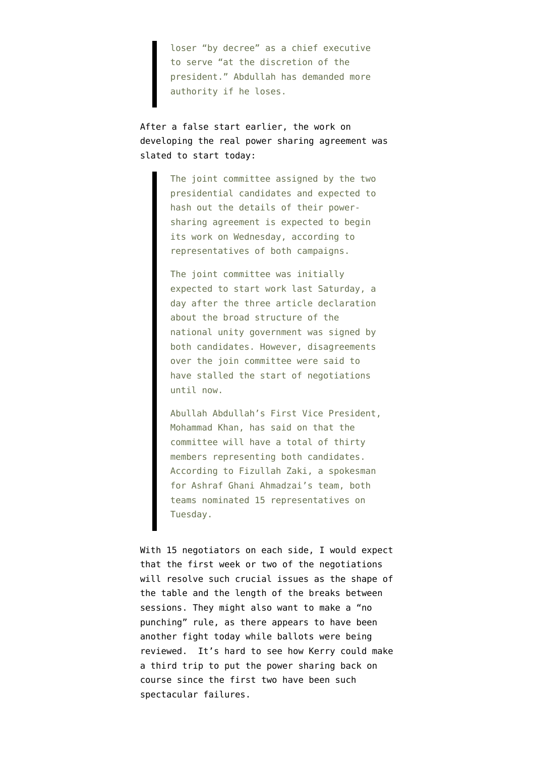> loser "by decree" as a chief executive to serve "at the discretion of the president." Abdullah has demanded more authority if he loses.

After a false start earlier, the work on developing the real power sharing agreement was slated to start today:

> The joint committee assigned by the two presidential candidates and expected to hash out the details of their power-sharing agreement is expected to begin its work on Wednesday, according to representatives of both campaigns.
>
> The joint committee was initially expected to start work last Saturday, a day after the three article declaration about the broad structure of the national unity government was signed by both candidates. However, disagreements over the join committee were said to have stalled the start of negotiations until now.
>
> Abullah Abdullah's First Vice President, Mohammad Khan, has said on that the committee will have a total of thirty members representing both candidates. According to Fizullah Zaki, a spokesman for Ashraf Ghani Ahmadzai's team, both teams nominated 15 representatives on Tuesday.

With 15 negotiators on each side, I would expect that the first week or two of the negotiations will resolve such crucial issues as the shape of the table and the length of the breaks between sessions. They might also want to make a "no punching" rule, as there appears to have been another fight today while ballots were being reviewed. It's hard to see how Kerry could make a third trip to put the power sharing back on course since the first two have been such spectacular failures.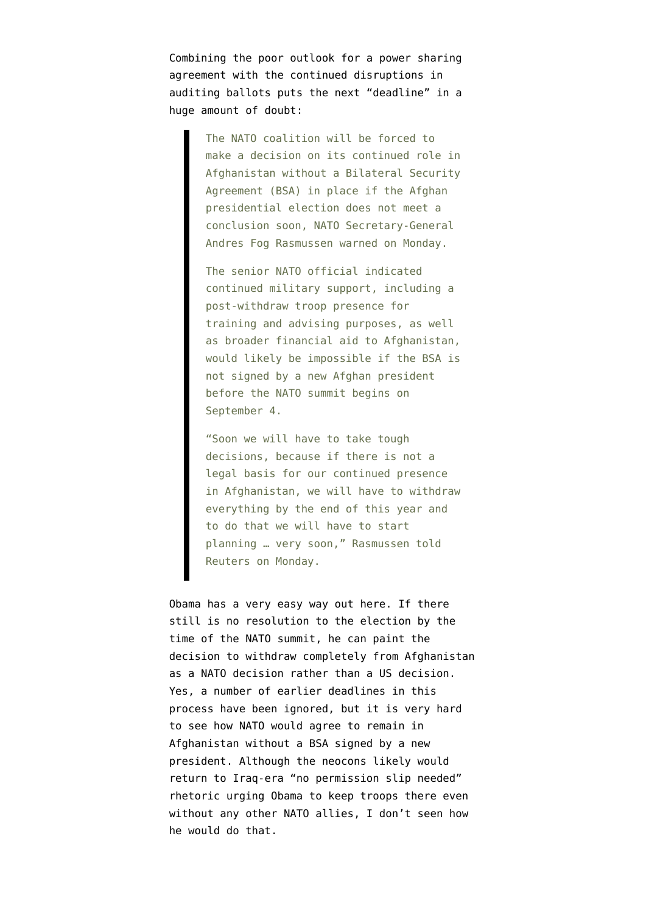Combining the poor outlook for a power sharing agreement with the continued disruptions in auditing ballots puts the next "deadline" in a huge amount of doubt:

> The NATO coalition will be forced to make a decision on its continued role in Afghanistan without a Bilateral Security Agreement (BSA) in place if the Afghan presidential election does not meet a conclusion soon, NATO Secretary-General Andres Fog Rasmussen warned on Monday.
>
> The senior NATO official indicated continued military support, including a post-withdraw troop presence for training and advising purposes, as well as broader financial aid to Afghanistan, would likely be impossible if the BSA is not signed by a new Afghan president before the NATO summit begins on September 4.
>
> "Soon we will have to take tough decisions, because if there is not a legal basis for our continued presence in Afghanistan, we will have to withdraw everything by the end of this year and to do that we will have to start planning … very soon," Rasmussen told Reuters on Monday.

Obama has a very easy way out here. If there still is no resolution to the election by the time of the NATO summit, he can paint the decision to withdraw completely from Afghanistan as a NATO decision rather than a US decision. Yes, a number of earlier deadlines in this process have been ignored, but it is very hard to see how NATO would agree to remain in Afghanistan without a BSA signed by a new president. Although the neocons likely would return to Iraq-era "no permission slip needed" rhetoric urging Obama to keep troops there even without any other NATO allies, I don't seen how he would do that.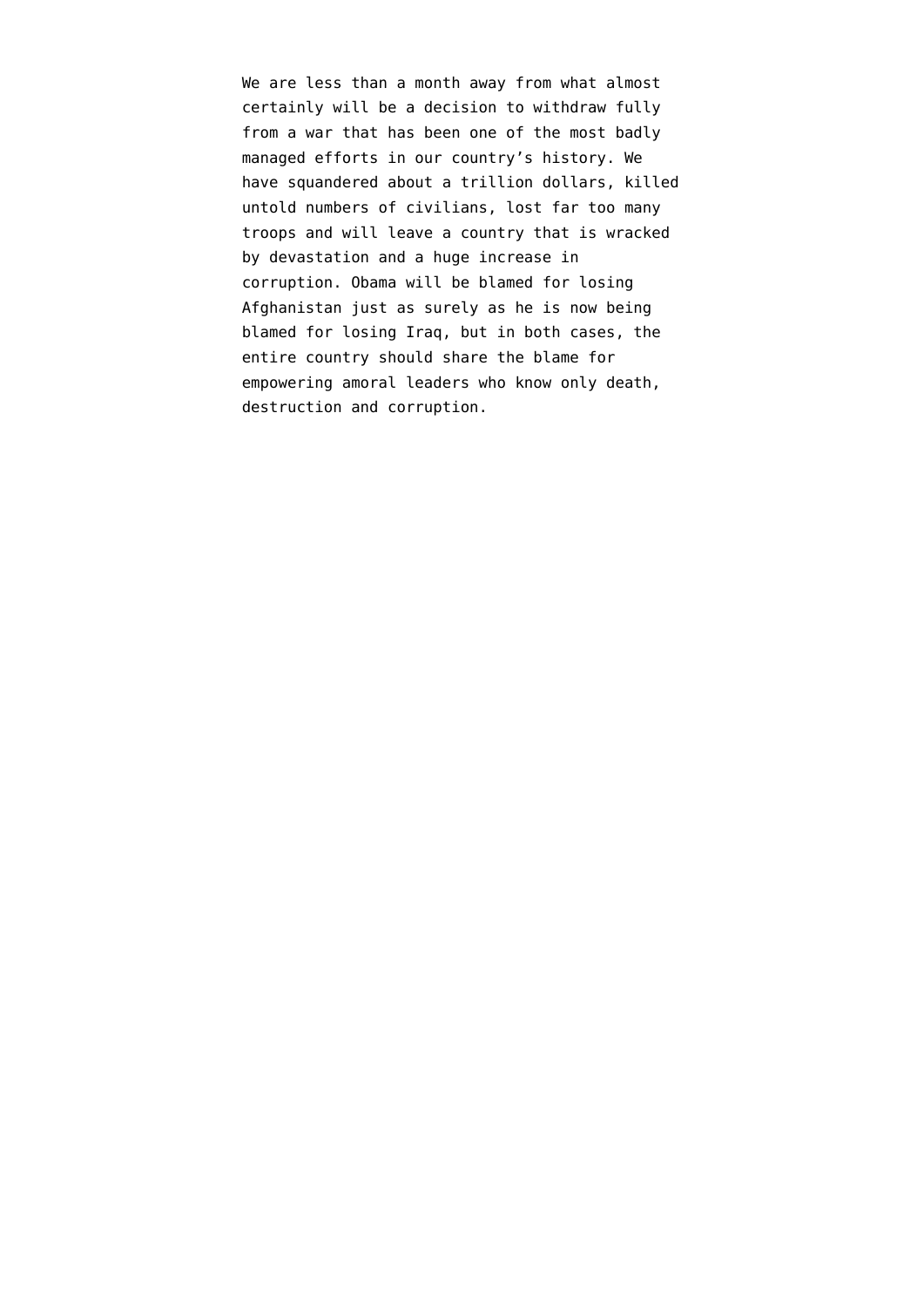We are less than a month away from what almost certainly will be a decision to withdraw fully from a war that has been one of the most badly managed efforts in our country's history. We have squandered about a trillion dollars, killed untold numbers of civilians, lost far too many troops and will leave a country that is wracked by devastation and a huge increase in corruption. Obama will be blamed for losing Afghanistan just as surely as he is now being blamed for losing Iraq, but in both cases, the entire country should share the blame for empowering amoral leaders who know only death, destruction and corruption.